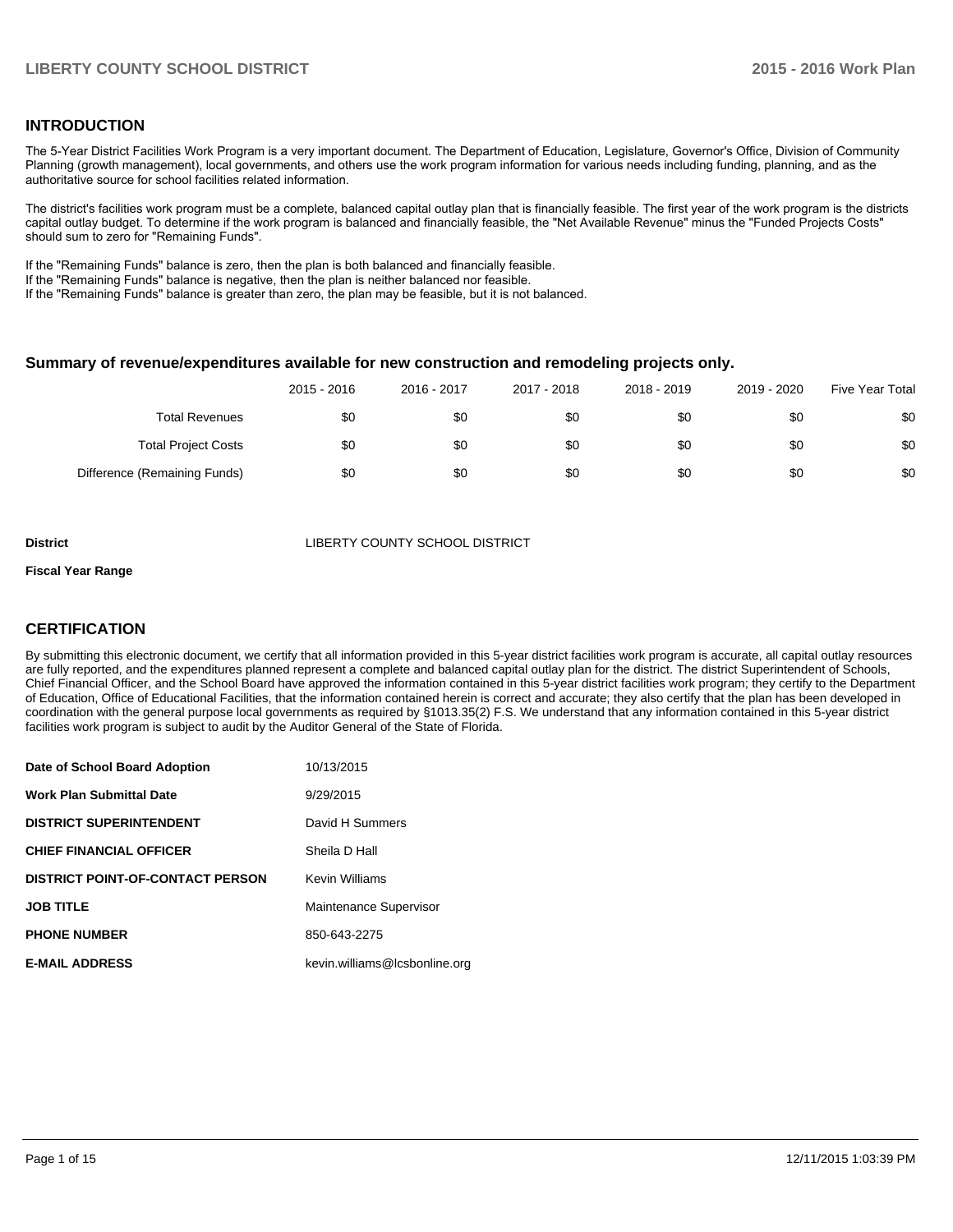## INTRODUCTION

The 5-Year District Facilities Work Program is a very important document. The Department of Education, Legislature, Governor's Office, Division of Community Planning (growth management), local governments, and others use the work program information for various needs including funding, planning, and as the authoritative source for school facilities related information.

The district's facilities work program must be a complete, balanced capital outlay plan that is financially feasible. The first year of the work program is the districts capital outlay budget. To determine if the work program is balanced and financially feasible, the "Net Available Revenue" minus the "Funded Projects Costs" should sum to zero for "Remaining Funds".

If the "Remaining Funds" balance is zero, then the plan is both balanced and financially feasible.
If the "Remaining Funds" balance is negative, then the plan is neither balanced nor feasible.
If the "Remaining Funds" balance is greater than zero, the plan may be feasible, but it is not balanced.

### Summary of revenue/expenditures available for new construction and remodeling projects only.

| | 2015 - 2016 | 2016 - 2017 | 2017 - 2018 | 2018 - 2019 | 2019 - 2020 | Five Year Total |
|---|---|---|---|---|---|---|
| Total Revenues | $0 | $0 | $0 | $0 | $0 | $0 |
| Total Project Costs | $0 | $0 | $0 | $0 | $0 | $0 |
| Difference (Remaining Funds) | $0 | $0 | $0 | $0 | $0 | $0 |

**District** LIBERTY COUNTY SCHOOL DISTRICT

**Fiscal Year Range**

## CERTIFICATION

By submitting this electronic document, we certify that all information provided in this 5-year district facilities work program is accurate, all capital outlay resources are fully reported, and the expenditures planned represent a complete and balanced capital outlay plan for the district. The district Superintendent of Schools, Chief Financial Officer, and the School Board have approved the information contained in this 5-year district facilities work program; they certify to the Department of Education, Office of Educational Facilities, that the information contained herein is correct and accurate; they also certify that the plan has been developed in coordination with the general purpose local governments as required by §1013.35(2) F.S. We understand that any information contained in this 5-year district facilities work program is subject to audit by the Auditor General of the State of Florida.

| | |
|---|---|
| **Date of School Board Adoption** | 10/13/2015 |
| **Work Plan Submittal Date** | 9/29/2015 |
| **DISTRICT SUPERINTENDENT** | David H Summers |
| **CHIEF FINANCIAL OFFICER** | Sheila D Hall |
| **DISTRICT POINT-OF-CONTACT PERSON** | Kevin Williams |
| **JOB TITLE** | Maintenance Supervisor |
| **PHONE NUMBER** | 850-643-2275 |
| **E-MAIL ADDRESS** | kevin.williams@lcsbonline.org |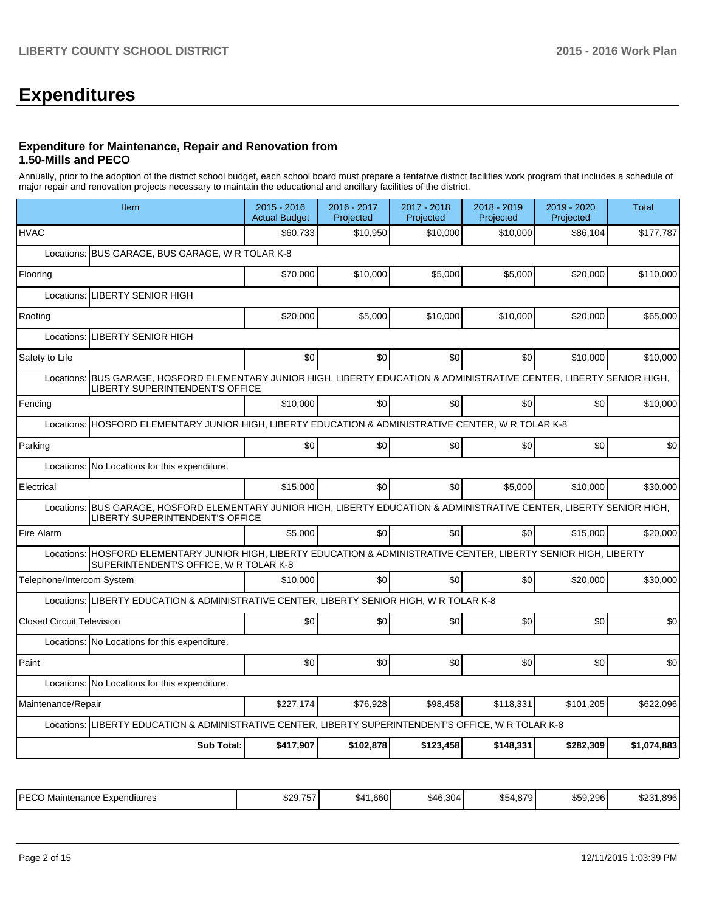# Expenditures

### Expenditure for Maintenance, Repair and Renovation from 1.50-Mills and PECO

Annually, prior to the adoption of the district school budget, each school board must prepare a tentative district facilities work program that includes a schedule of major repair and renovation projects necessary to maintain the educational and ancillary facilities of the district.

| Item | 2015 - 2016 Actual Budget | 2016 - 2017 Projected | 2017 - 2018 Projected | 2018 - 2019 Projected | 2019 - 2020 Projected | Total |
|---|---|---|---|---|---|---|
| HVAC | $60,733 | $10,950 | $10,000 | $10,000 | $86,104 | $177,787 |
| Locations: BUS GARAGE, BUS GARAGE, W R TOLAR K-8 | | | | | | |
| Flooring | $70,000 | $10,000 | $5,000 | $5,000 | $20,000 | $110,000 |
| Locations: LIBERTY SENIOR HIGH | | | | | | |
| Roofing | $20,000 | $5,000 | $10,000 | $10,000 | $20,000 | $65,000 |
| Locations: LIBERTY SENIOR HIGH | | | | | | |
| Safety to Life | $0 | $0 | $0 | $0 | $10,000 | $10,000 |
| Locations: BUS GARAGE, HOSFORD ELEMENTARY JUNIOR HIGH, LIBERTY EDUCATION & ADMINISTRATIVE CENTER, LIBERTY SENIOR HIGH, LIBERTY SUPERINTENDENT'S OFFICE | | | | | | |
| Fencing | $10,000 | $0 | $0 | $0 | $0 | $10,000 |
| Locations: HOSFORD ELEMENTARY JUNIOR HIGH, LIBERTY EDUCATION & ADMINISTRATIVE CENTER, W R TOLAR K-8 | | | | | | |
| Parking | $0 | $0 | $0 | $0 | $0 | $0 |
| Locations: No Locations for this expenditure. | | | | | | |
| Electrical | $15,000 | $0 | $0 | $5,000 | $10,000 | $30,000 |
| Locations: BUS GARAGE, HOSFORD ELEMENTARY JUNIOR HIGH, LIBERTY EDUCATION & ADMINISTRATIVE CENTER, LIBERTY SENIOR HIGH, LIBERTY SUPERINTENDENT'S OFFICE | | | | | | |
| Fire Alarm | $5,000 | $0 | $0 | $0 | $15,000 | $20,000 |
| Locations: HOSFORD ELEMENTARY JUNIOR HIGH, LIBERTY EDUCATION & ADMINISTRATIVE CENTER, LIBERTY SENIOR HIGH, LIBERTY SUPERINTENDENT'S OFFICE, W R TOLAR K-8 | | | | | | |
| Telephone/Intercom System | $10,000 | $0 | $0 | $0 | $20,000 | $30,000 |
| Locations: LIBERTY EDUCATION & ADMINISTRATIVE CENTER, LIBERTY SENIOR HIGH, W R TOLAR K-8 | | | | | | |
| Closed Circuit Television | $0 | $0 | $0 | $0 | $0 | $0 |
| Locations: No Locations for this expenditure. | | | | | | |
| Paint | $0 | $0 | $0 | $0 | $0 | $0 |
| Locations: No Locations for this expenditure. | | | | | | |
| Maintenance/Repair | $227,174 | $76,928 | $98,458 | $118,331 | $101,205 | $622,096 |
| Locations: LIBERTY EDUCATION & ADMINISTRATIVE CENTER, LIBERTY SUPERINTENDENT'S OFFICE, W R TOLAR K-8 | | | | | | |
| **Sub Total:** | **$417,907** | **$102,878** | **$123,458** | **$148,331** | **$282,309** | **$1,074,883** |

| | | | | | | |
|---|---|---|---|---|---|---|
| PECO Maintenance Expenditures | $29,757 | $41,660 | $46,304 | $54,879 | $59,296 | $231,896 |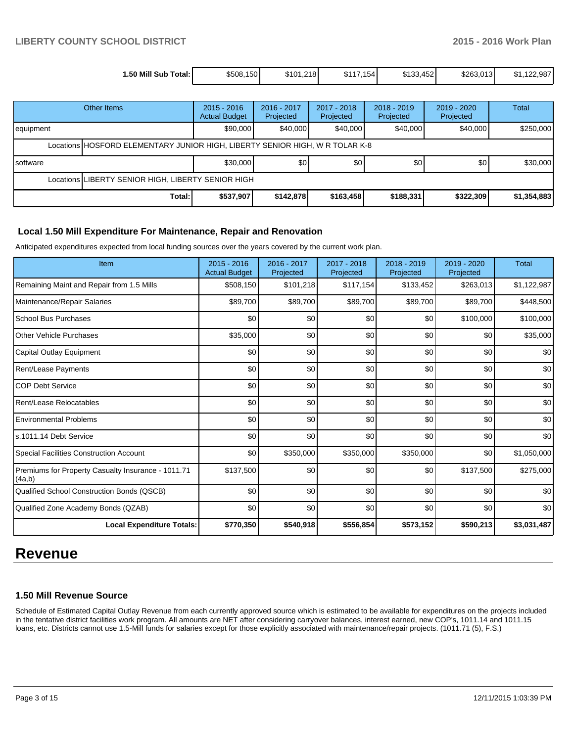| 1.50 Mill Sub Total: | $508,150 | $101,218 | $117,154 | $133,452 | $263,013 | $1,122,987 |
|---|---|---|---|---|---|---|

| Other Items | 2015 - 2016 Actual Budget | 2016 - 2017 Projected | 2017 - 2018 Projected | 2018 - 2019 Projected | 2019 - 2020 Projected | Total |
|---|---|---|---|---|---|---|
| equipment | $90,000 | $40,000 | $40,000 | $40,000 | $40,000 | $250,000 |
| Locations HOSFORD ELEMENTARY JUNIOR HIGH, LIBERTY SENIOR HIGH, W R TOLAR K-8 | | | | | | |
| software | $30,000 | $0 | $0 | $0 | $0 | $30,000 |
| Locations LIBERTY SENIOR HIGH, LIBERTY SENIOR HIGH | | | | | | |
| **Total:** | **$537,907** | **$142,878** | **$163,458** | **$188,331** | **$322,309** | **$1,354,883** |

### Local 1.50 Mill Expenditure For Maintenance, Repair and Renovation

Anticipated expenditures expected from local funding sources over the years covered by the current work plan.

| Item | 2015 - 2016 Actual Budget | 2016 - 2017 Projected | 2017 - 2018 Projected | 2018 - 2019 Projected | 2019 - 2020 Projected | Total |
|---|---|---|---|---|---|---|
| Remaining Maint and Repair from 1.5 Mills | $508,150 | $101,218 | $117,154 | $133,452 | $263,013 | $1,122,987 |
| Maintenance/Repair Salaries | $89,700 | $89,700 | $89,700 | $89,700 | $89,700 | $448,500 |
| School Bus Purchases | $0 | $0 | $0 | $0 | $100,000 | $100,000 |
| Other Vehicle Purchases | $35,000 | $0 | $0 | $0 | $0 | $35,000 |
| Capital Outlay Equipment | $0 | $0 | $0 | $0 | $0 | $0 |
| Rent/Lease Payments | $0 | $0 | $0 | $0 | $0 | $0 |
| COP Debt Service | $0 | $0 | $0 | $0 | $0 | $0 |
| Rent/Lease Relocatables | $0 | $0 | $0 | $0 | $0 | $0 |
| Environmental Problems | $0 | $0 | $0 | $0 | $0 | $0 |
| s.1011.14 Debt Service | $0 | $0 | $0 | $0 | $0 | $0 |
| Special Facilities Construction Account | $0 | $350,000 | $350,000 | $350,000 | $0 | $1,050,000 |
| Premiums for Property Casualty Insurance - 1011.71 (4a,b) | $137,500 | $0 | $0 | $0 | $137,500 | $275,000 |
| Qualified School Construction Bonds (QSCB) | $0 | $0 | $0 | $0 | $0 | $0 |
| Qualified Zone Academy Bonds (QZAB) | $0 | $0 | $0 | $0 | $0 | $0 |
| **Local Expenditure Totals:** | **$770,350** | **$540,918** | **$556,854** | **$573,152** | **$590,213** | **$3,031,487** |

# Revenue

### 1.50 Mill Revenue Source

Schedule of Estimated Capital Outlay Revenue from each currently approved source which is estimated to be available for expenditures on the projects included in the tentative district facilities work program. All amounts are NET after considering carryover balances, interest earned, new COP's, 1011.14 and 1011.15 loans, etc. Districts cannot use 1.5-Mill funds for salaries except for those explicitly associated with maintenance/repair projects. (1011.71 (5), F.S.)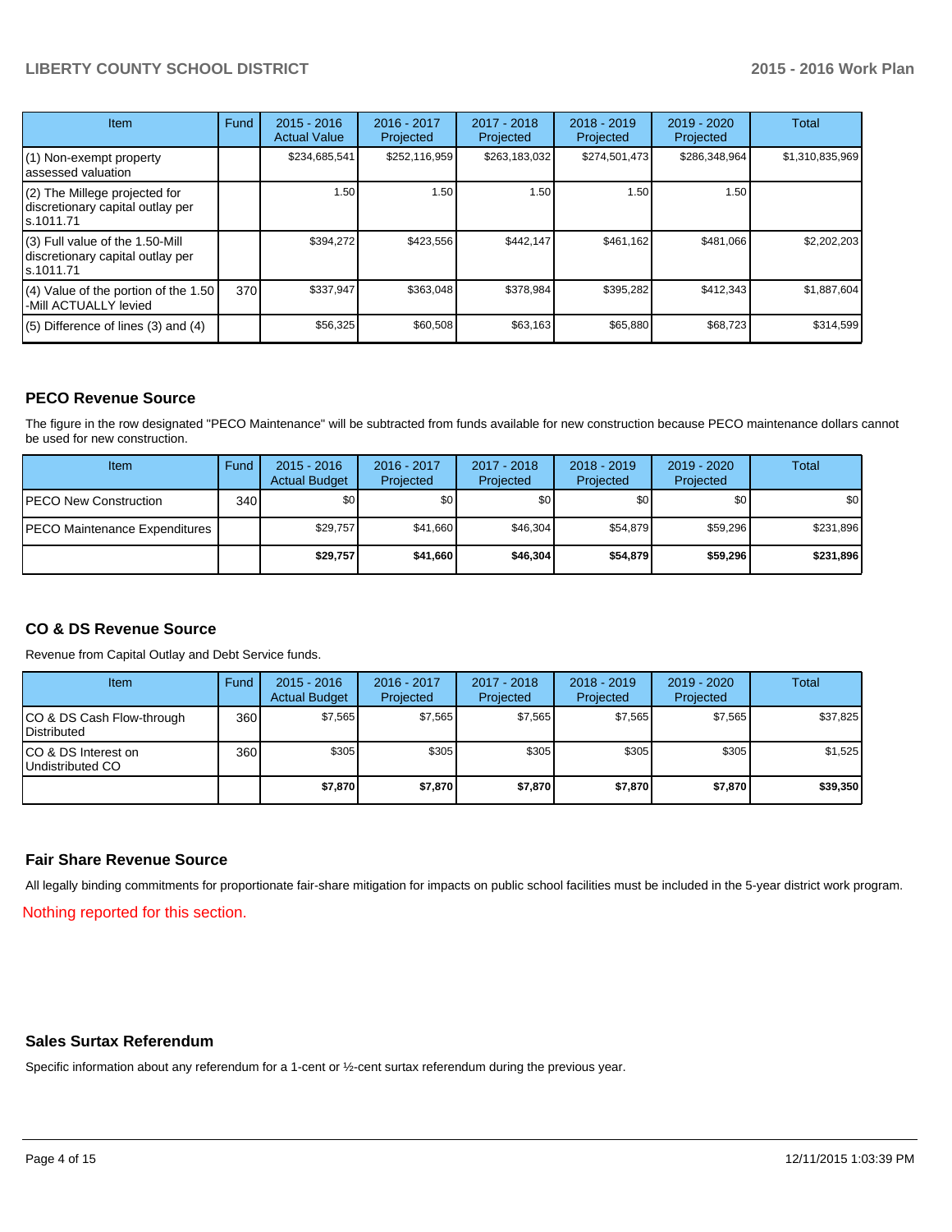| Item | Fund | 2015 - 2016 Actual Value | 2016 - 2017 Projected | 2017 - 2018 Projected | 2018 - 2019 Projected | 2019 - 2020 Projected | Total |
|---|---|---|---|---|---|---|---|
| (1) Non-exempt property assessed valuation | | $234,685,541 | $252,116,959 | $263,183,032 | $274,501,473 | $286,348,964 | $1,310,835,969 |
| (2) The Millege projected for discretionary capital outlay per s.1011.71 | | 1.50 | 1.50 | 1.50 | 1.50 | 1.50 | |
| (3) Full value of the 1.50-Mill discretionary capital outlay per s.1011.71 | | $394,272 | $423,556 | $442,147 | $461,162 | $481,066 | $2,202,203 |
| (4) Value of the portion of the 1.50 -Mill ACTUALLY levied | 370 | $337,947 | $363,048 | $378,984 | $395,282 | $412,343 | $1,887,604 |
| (5) Difference of lines (3) and (4) | | $56,325 | $60,508 | $63,163 | $65,880 | $68,723 | $314,599 |

## PECO Revenue Source

The figure in the row designated "PECO Maintenance" will be subtracted from funds available for new construction because PECO maintenance dollars cannot be used for new construction.

| Item | Fund | 2015 - 2016 Actual Budget | 2016 - 2017 Projected | 2017 - 2018 Projected | 2018 - 2019 Projected | 2019 - 2020 Projected | Total |
|---|---|---|---|---|---|---|---|
| PECO New Construction | 340 | $0 | $0 | $0 | $0 | $0 | $0 |
| PECO Maintenance Expenditures | | $29,757 | $41,660 | $46,304 | $54,879 | $59,296 | $231,896 |
| | | **$29,757** | **$41,660** | **$46,304** | **$54,879** | **$59,296** | **$231,896** |

## CO & DS Revenue Source

Revenue from Capital Outlay and Debt Service funds.

| Item | Fund | 2015 - 2016 Actual Budget | 2016 - 2017 Projected | 2017 - 2018 Projected | 2018 - 2019 Projected | 2019 - 2020 Projected | Total |
|---|---|---|---|---|---|---|---|
| CO & DS Cash Flow-through Distributed | 360 | $7,565 | $7,565 | $7,565 | $7,565 | $7,565 | $37,825 |
| CO & DS Interest on Undistributed CO | 360 | $305 | $305 | $305 | $305 | $305 | $1,525 |
| | | **$7,870** | **$7,870** | **$7,870** | **$7,870** | **$7,870** | **$39,350** |

## Fair Share Revenue Source

All legally binding commitments for proportionate fair-share mitigation for impacts on public school facilities must be included in the 5-year district work program.

Nothing reported for this section.

## Sales Surtax Referendum

Specific information about any referendum for a 1-cent or ½-cent surtax referendum during the previous year.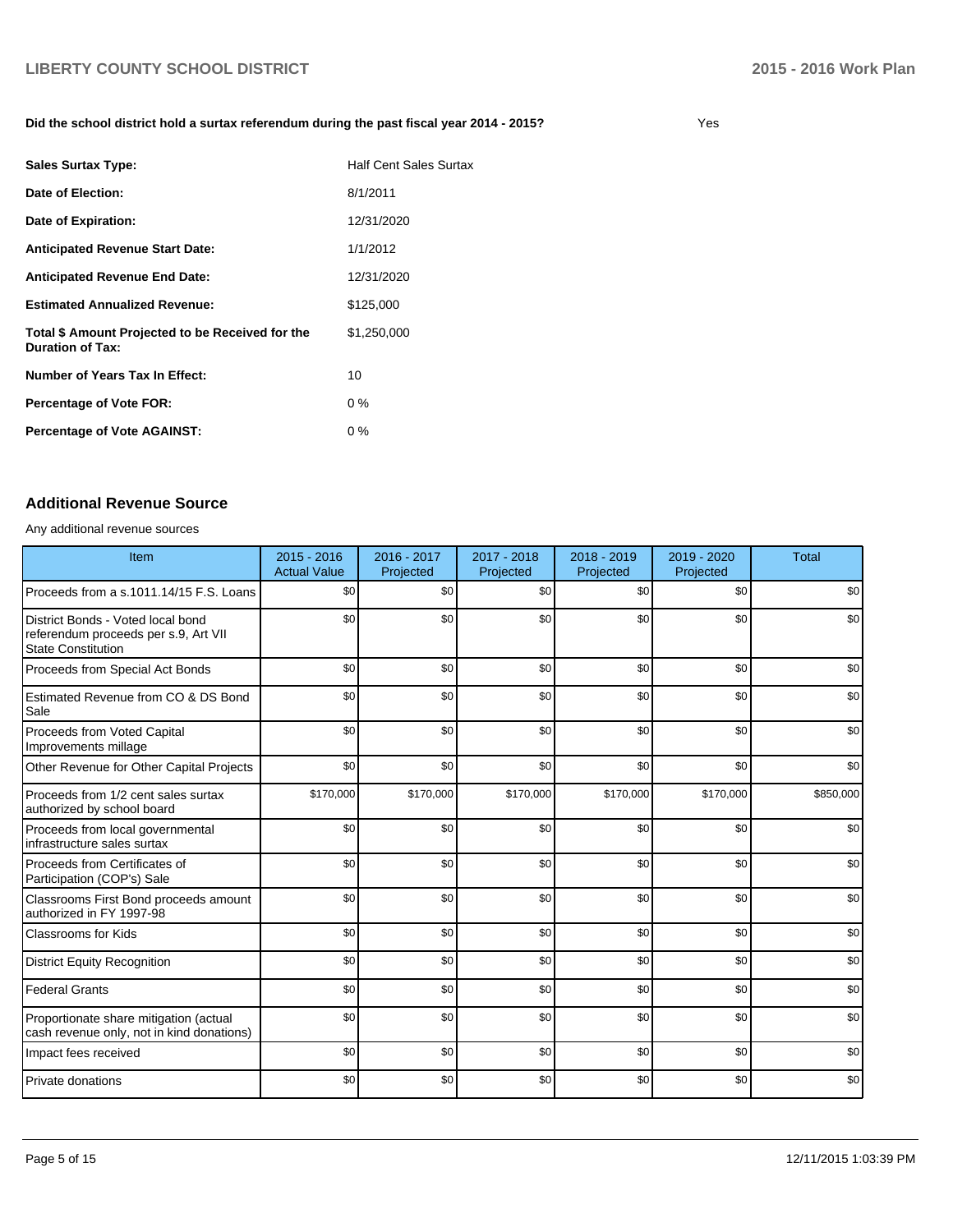**Did the school district hold a surtax referendum during the past fiscal year 2014 - 2015?** Yes

| | |
|---|---|
| **Sales Surtax Type:** | Half Cent Sales Surtax |
| **Date of Election:** | 8/1/2011 |
| **Date of Expiration:** | 12/31/2020 |
| **Anticipated Revenue Start Date:** | 1/1/2012 |
| **Anticipated Revenue End Date:** | 12/31/2020 |
| **Estimated Annualized Revenue:** | $125,000 |
| **Total $ Amount Projected to be Received for the Duration of Tax:** | $1,250,000 |
| **Number of Years Tax In Effect:** | 10 |
| **Percentage of Vote FOR:** | 0 % |
| **Percentage of Vote AGAINST:** | 0 % |

## Additional Revenue Source

Any additional revenue sources

| Item | 2015 - 2016 Actual Value | 2016 - 2017 Projected | 2017 - 2018 Projected | 2018 - 2019 Projected | 2019 - 2020 Projected | Total |
|---|---|---|---|---|---|---|
| Proceeds from a s.1011.14/15 F.S. Loans | $0 | $0 | $0 | $0 | $0 | $0 |
| District Bonds - Voted local bond referendum proceeds per s.9, Art VII State Constitution | $0 | $0 | $0 | $0 | $0 | $0 |
| Proceeds from Special Act Bonds | $0 | $0 | $0 | $0 | $0 | $0 |
| Estimated Revenue from CO & DS Bond Sale | $0 | $0 | $0 | $0 | $0 | $0 |
| Proceeds from Voted Capital Improvements millage | $0 | $0 | $0 | $0 | $0 | $0 |
| Other Revenue for Other Capital Projects | $0 | $0 | $0 | $0 | $0 | $0 |
| Proceeds from 1/2 cent sales surtax authorized by school board | $170,000 | $170,000 | $170,000 | $170,000 | $170,000 | $850,000 |
| Proceeds from local governmental infrastructure sales surtax | $0 | $0 | $0 | $0 | $0 | $0 |
| Proceeds from Certificates of Participation (COP's) Sale | $0 | $0 | $0 | $0 | $0 | $0 |
| Classrooms First Bond proceeds amount authorized in FY 1997-98 | $0 | $0 | $0 | $0 | $0 | $0 |
| Classrooms for Kids | $0 | $0 | $0 | $0 | $0 | $0 |
| District Equity Recognition | $0 | $0 | $0 | $0 | $0 | $0 |
| Federal Grants | $0 | $0 | $0 | $0 | $0 | $0 |
| Proportionate share mitigation (actual cash revenue only, not in kind donations) | $0 | $0 | $0 | $0 | $0 | $0 |
| Impact fees received | $0 | $0 | $0 | $0 | $0 | $0 |
| Private donations | $0 | $0 | $0 | $0 | $0 | $0 |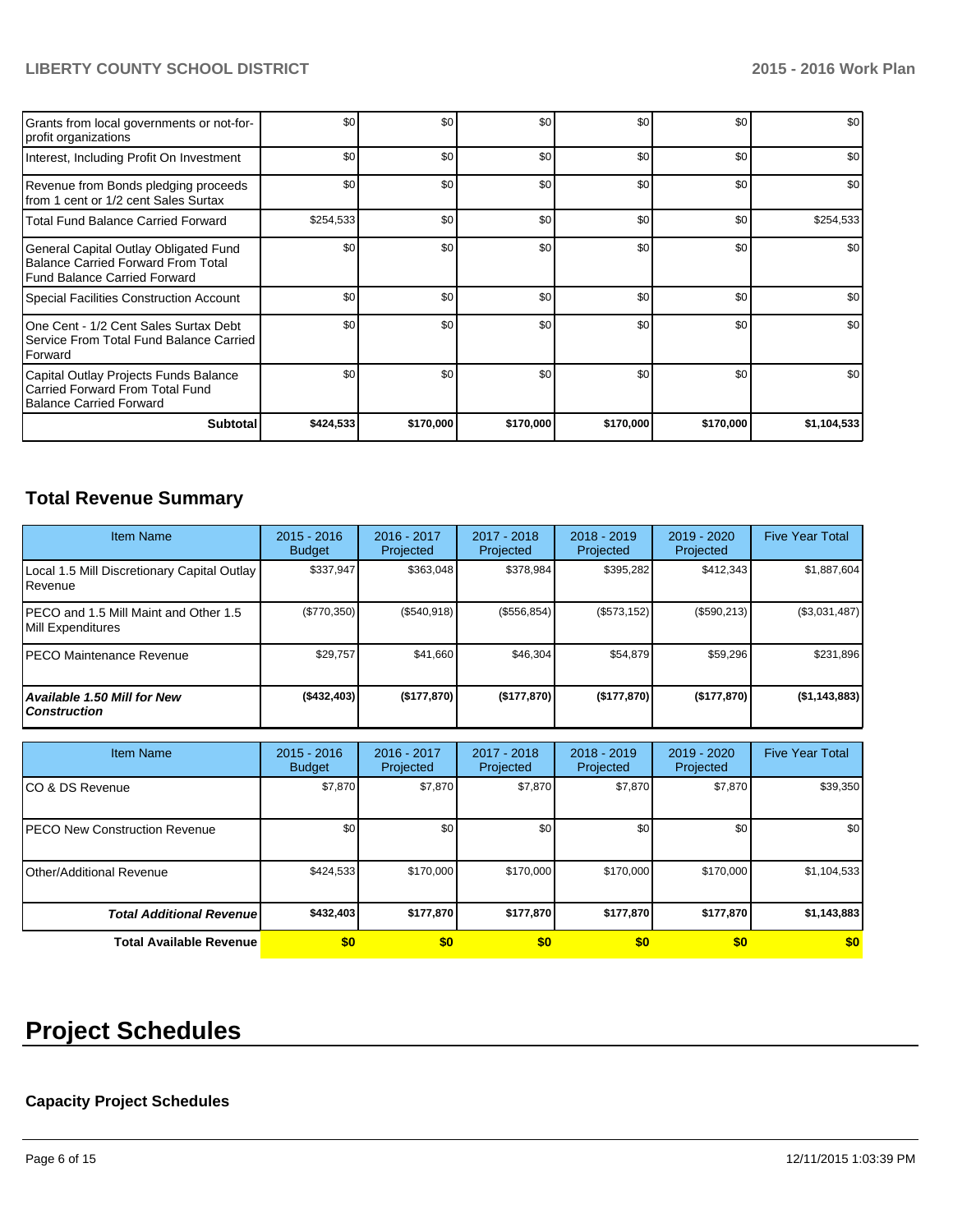| | | | | | | |
|---|---|---|---|---|---|---|
| Grants from local governments or not-for-profit organizations | $0 | $0 | $0 | $0 | $0 | $0 |
| Interest, Including Profit On Investment | $0 | $0 | $0 | $0 | $0 | $0 |
| Revenue from Bonds pledging proceeds from 1 cent or 1/2 cent Sales Surtax | $0 | $0 | $0 | $0 | $0 | $0 |
| Total Fund Balance Carried Forward | $254,533 | $0 | $0 | $0 | $0 | $254,533 |
| General Capital Outlay Obligated Fund Balance Carried Forward From Total Fund Balance Carried Forward | $0 | $0 | $0 | $0 | $0 | $0 |
| Special Facilities Construction Account | $0 | $0 | $0 | $0 | $0 | $0 |
| One Cent - 1/2 Cent Sales Surtax Debt Service From Total Fund Balance Carried Forward | $0 | $0 | $0 | $0 | $0 | $0 |
| Capital Outlay Projects Funds Balance Carried Forward From Total Fund Balance Carried Forward | $0 | $0 | $0 | $0 | $0 | $0 |
| **Subtotal** | **$424,533** | **$170,000** | **$170,000** | **$170,000** | **$170,000** | **$1,104,533** |

## Total Revenue Summary

| Item Name | 2015 - 2016 Budget | 2016 - 2017 Projected | 2017 - 2018 Projected | 2018 - 2019 Projected | 2019 - 2020 Projected | Five Year Total |
|---|---|---|---|---|---|---|
| Local 1.5 Mill Discretionary Capital Outlay Revenue | $337,947 | $363,048 | $378,984 | $395,282 | $412,343 | $1,887,604 |
| PECO and 1.5 Mill Maint and Other 1.5 Mill Expenditures | ($770,350) | ($540,918) | ($556,854) | ($573,152) | ($590,213) | ($3,031,487) |
| PECO Maintenance Revenue | $29,757 | $41,660 | $46,304 | $54,879 | $59,296 | $231,896 |
| ***Available 1.50 Mill for New Construction*** | **($432,403)** | **($177,870)** | **($177,870)** | **($177,870)** | **($177,870)** | **($1,143,883)** |

| Item Name | 2015 - 2016 Budget | 2016 - 2017 Projected | 2017 - 2018 Projected | 2018 - 2019 Projected | 2019 - 2020 Projected | Five Year Total |
|---|---|---|---|---|---|---|
| CO & DS Revenue | $7,870 | $7,870 | $7,870 | $7,870 | $7,870 | $39,350 |
| PECO New Construction Revenue | $0 | $0 | $0 | $0 | $0 | $0 |
| Other/Additional Revenue | $424,533 | $170,000 | $170,000 | $170,000 | $170,000 | $1,104,533 |
| ***Total Additional Revenue*** | **$432,403** | **$177,870** | **$177,870** | **$177,870** | **$177,870** | **$1,143,883** |
| **Total Available Revenue** | **$0** | **$0** | **$0** | **$0** | **$0** | **$0** |

# Project Schedules

### Capacity Project Schedules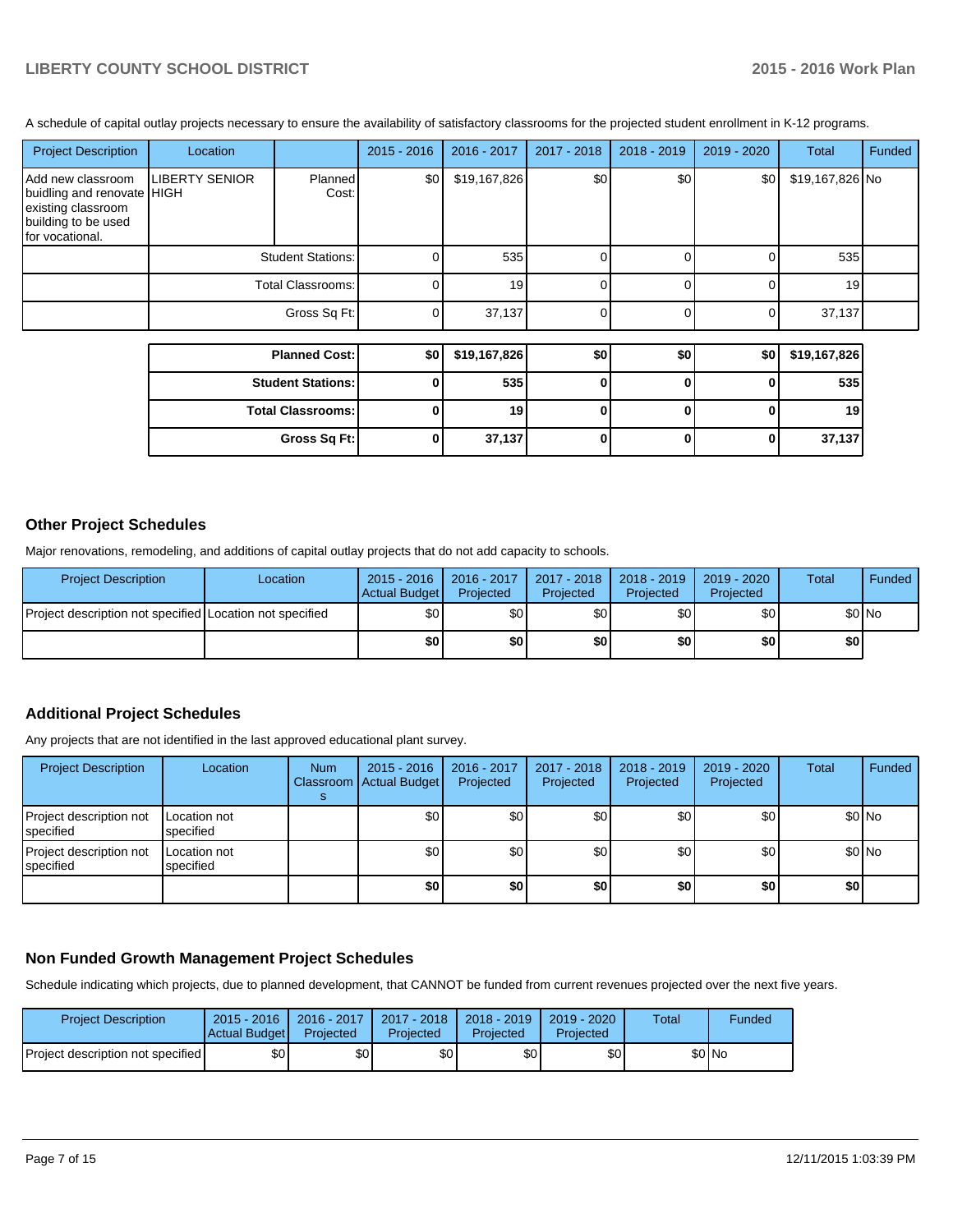A schedule of capital outlay projects necessary to ensure the availability of satisfactory classrooms for the projected student enrollment in K-12 programs.

| Project Description | Location | | 2015 - 2016 | 2016 - 2017 | 2017 - 2018 | 2018 - 2019 | 2019 - 2020 | Total | Funded |
|---|---|---|---|---|---|---|---|---|---|
| Add new classroom buidling and renovate existing classroom building to be used for vocational. | LIBERTY SENIOR HIGH | Planned Cost: | $0 | $19,167,826 | $0 | $0 | $0 | $19,167,826 | No |
| | | Student Stations: | 0 | 535 | 0 | 0 | 0 | 535 | |
| | | Total Classrooms: | 0 | 19 | 0 | 0 | 0 | 19 | |
| | | Gross Sq Ft: | 0 | 37,137 | 0 | 0 | 0 | 37,137 | |

| | 2015 - 2016 | 2016 - 2017 | 2017 - 2018 | 2018 - 2019 | 2019 - 2020 | Total |
|---|---|---|---|---|---|---|
| **Planned Cost:** | **$0** | **$19,167,826** | **$0** | **$0** | **$0** | **$19,167,826** |
| **Student Stations:** | **0** | **535** | **0** | **0** | **0** | **535** |
| **Total Classrooms:** | **0** | **19** | **0** | **0** | **0** | **19** |
| **Gross Sq Ft:** | **0** | **37,137** | **0** | **0** | **0** | **37,137** |

## Other Project Schedules

Major renovations, remodeling, and additions of capital outlay projects that do not add capacity to schools.

| Project Description | Location | 2015 - 2016 Actual Budget | 2016 - 2017 Projected | 2017 - 2018 Projected | 2018 - 2019 Projected | 2019 - 2020 Projected | Total | Funded |
|---|---|---|---|---|---|---|---|---|
| Project description not specified | Location not specified | $0 | $0 | $0 | $0 | $0 | $0 | No |
| | | **$0** | **$0** | **$0** | **$0** | **$0** | **$0** | |

## Additional Project Schedules

Any projects that are not identified in the last approved educational plant survey.

| Project Description | Location | Num Classrooms | 2015 - 2016 Actual Budget | 2016 - 2017 Projected | 2017 - 2018 Projected | 2018 - 2019 Projected | 2019 - 2020 Projected | Total | Funded |
|---|---|---|---|---|---|---|---|---|---|
| Project description not specified | Location not specified | | $0 | $0 | $0 | $0 | $0 | $0 | No |
| Project description not specified | Location not specified | | $0 | $0 | $0 | $0 | $0 | $0 | No |
| | | | **$0** | **$0** | **$0** | **$0** | **$0** | **$0** | |

## Non Funded Growth Management Project Schedules

Schedule indicating which projects, due to planned development, that CANNOT be funded from current revenues projected over the next five years.

| Project Description | 2015 - 2016 Actual Budget | 2016 - 2017 Projected | 2017 - 2018 Projected | 2018 - 2019 Projected | 2019 - 2020 Projected | Total | Funded |
|---|---|---|---|---|---|---|---|
| Project description not specified | $0 | $0 | $0 | $0 | $0 | $0 | No |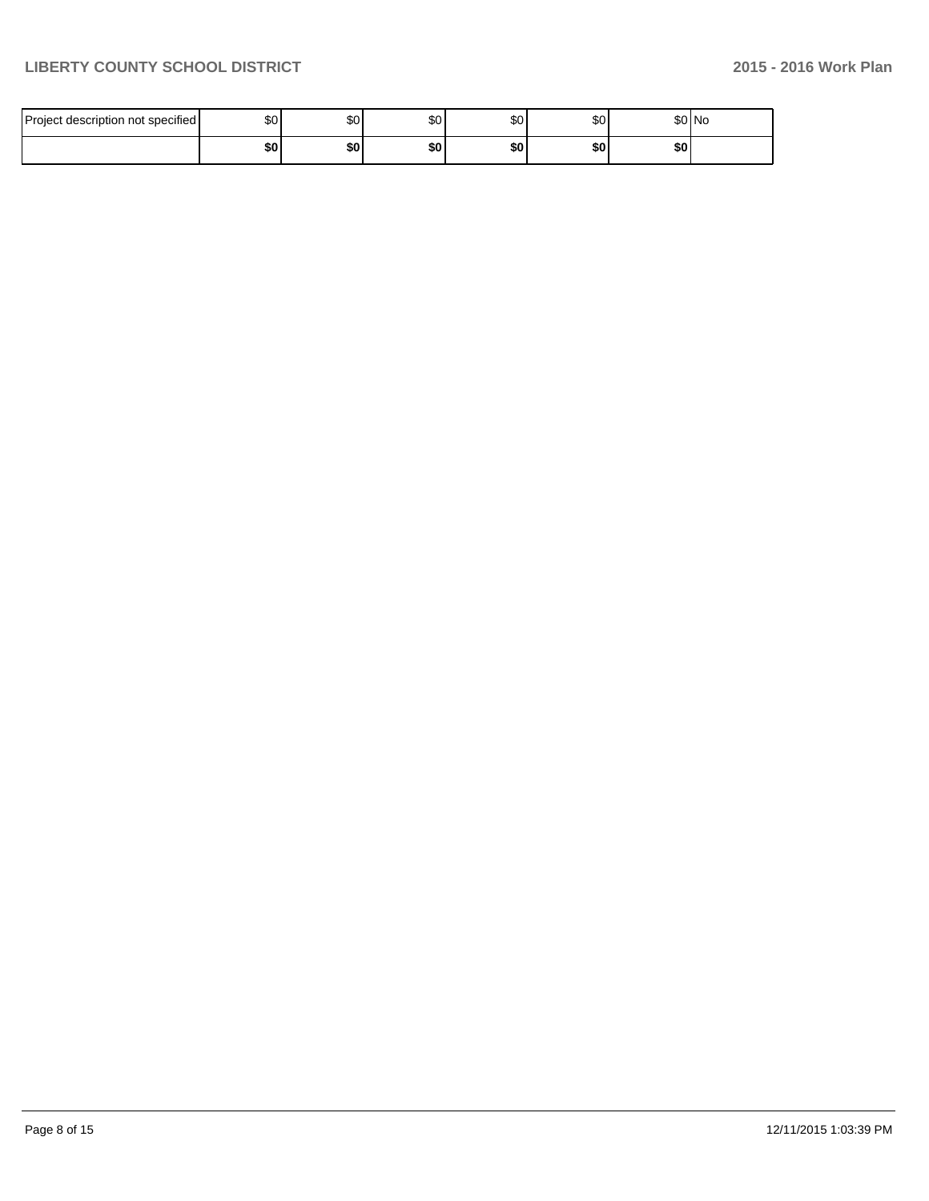| | | | | | | | |
|---|---|---|---|---|---|---|---|
| Project description not specified | $0 | $0 | $0 | $0 | $0 | $0 | No |
| | **$0** | **$0** | **$0** | **$0** | **$0** | **$0** | |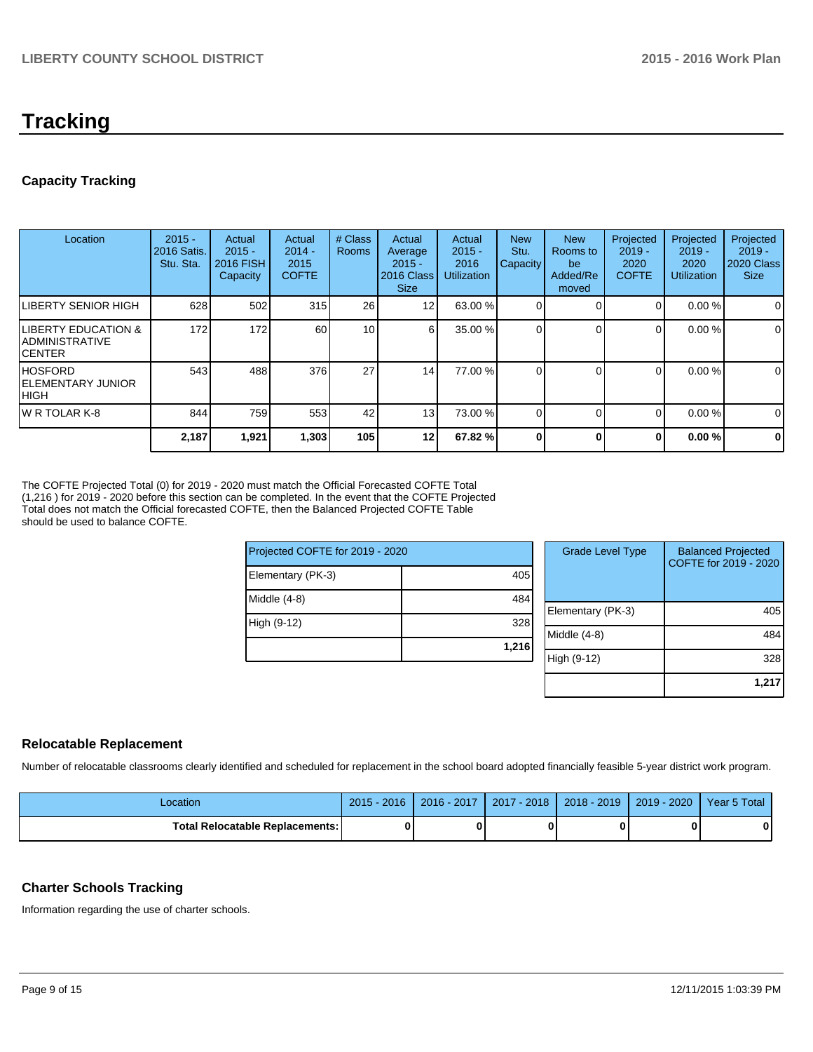# Tracking

## Capacity Tracking

| Location | 2015 - 2016 Satis. Stu. Sta. | Actual 2015 - 2016 FISH Capacity | Actual 2014 - 2015 COFTE | # Class Rooms | Actual Average 2015 - 2016 Class Size | Actual 2015 - 2016 Utilization | New Stu. Capacity | New Rooms to be Added/Removed | Projected 2019 - 2020 COFTE | Projected 2019 - 2020 Utilization | Projected 2019 - 2020 Class Size |
|---|---|---|---|---|---|---|---|---|---|---|---|
| LIBERTY SENIOR HIGH | 628 | 502 | 315 | 26 | 12 | 63.00 % | 0 | 0 | 0 | 0.00 % | 0 |
| LIBERTY EDUCATION & ADMINISTRATIVE CENTER | 172 | 172 | 60 | 10 | 6 | 35.00 % | 0 | 0 | 0 | 0.00 % | 0 |
| HOSFORD ELEMENTARY JUNIOR HIGH | 543 | 488 | 376 | 27 | 14 | 77.00 % | 0 | 0 | 0 | 0.00 % | 0 |
| W R TOLAR K-8 | 844 | 759 | 553 | 42 | 13 | 73.00 % | 0 | 0 | 0 | 0.00 % | 0 |
| | **2,187** | **1,921** | **1,303** | **105** | **12** | **67.82 %** | **0** | **0** | **0** | **0.00 %** | **0** |

The COFTE Projected Total (0) for 2019 - 2020 must match the Official Forecasted COFTE Total (1,216 ) for 2019 - 2020 before this section can be completed. In the event that the COFTE Projected Total does not match the Official forecasted COFTE, then the Balanced Projected COFTE Table should be used to balance COFTE.

| Projected COFTE for 2019 - 2020 | |
|---|---|
| Elementary (PK-3) | 405 |
| Middle (4-8) | 484 |
| High (9-12) | 328 |
| | **1,216** |

| Grade Level Type | Balanced Projected COFTE for 2019 - 2020 |
|---|---|
| Elementary (PK-3) | 405 |
| Middle (4-8) | 484 |
| High (9-12) | 328 |
| | **1,217** |

## Relocatable Replacement

Number of relocatable classrooms clearly identified and scheduled for replacement in the school board adopted financially feasible 5-year district work program.

| Location | 2015 - 2016 | 2016 - 2017 | 2017 - 2018 | 2018 - 2019 | 2019 - 2020 | Year 5 Total |
|---|---|---|---|---|---|---|
| **Total Relocatable Replacements:** | **0** | **0** | **0** | **0** | **0** | **0** |

## Charter Schools Tracking

Information regarding the use of charter schools.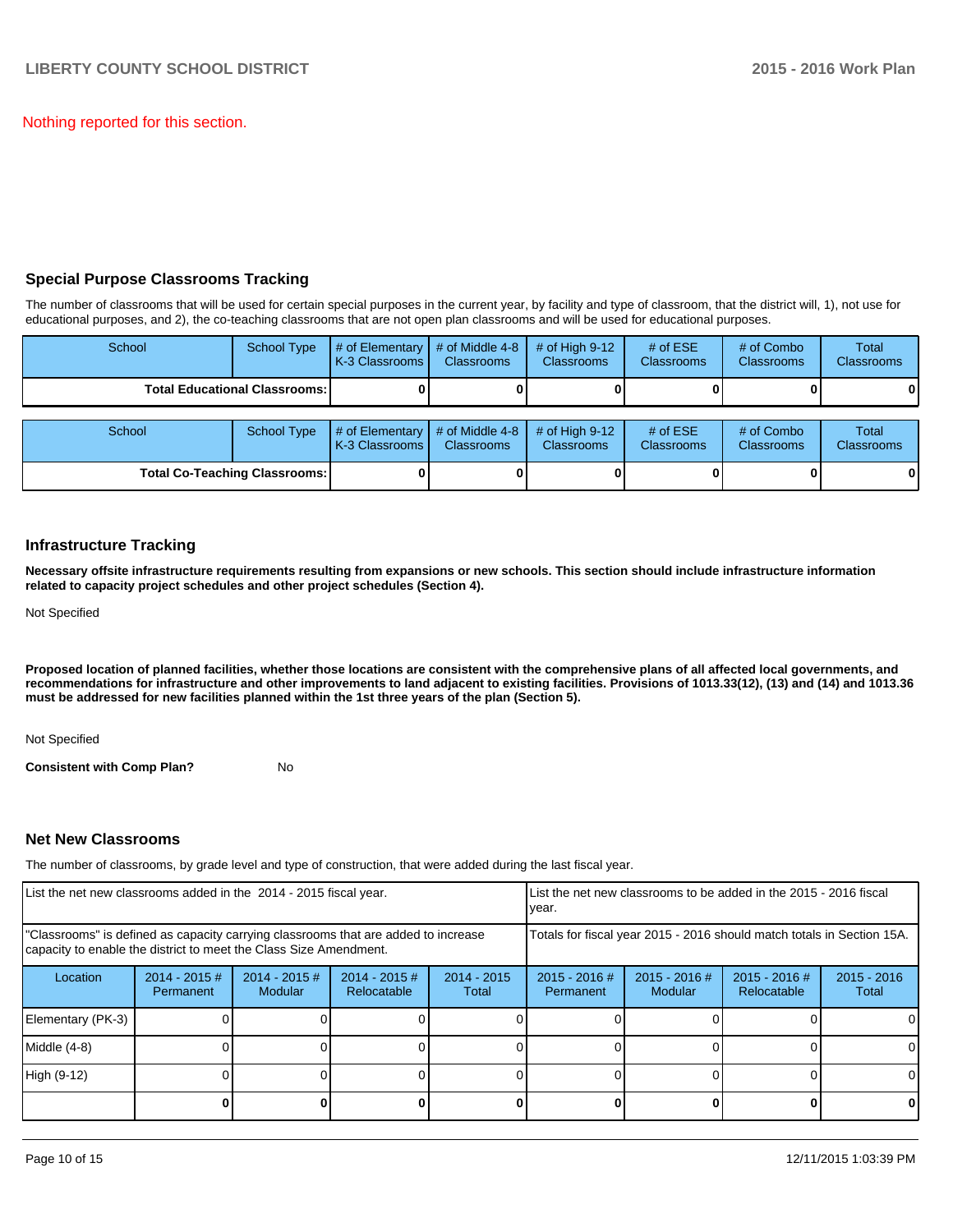Nothing reported for this section.

## Special Purpose Classrooms Tracking

The number of classrooms that will be used for certain special purposes in the current year, by facility and type of classroom, that the district will, 1), not use for educational purposes, and 2), the co-teaching classrooms that are not open plan classrooms and will be used for educational purposes.

| School | School Type | # of Elementary K-3 Classrooms | # of Middle 4-8 Classrooms | # of High 9-12 Classrooms | # of ESE Classrooms | # of Combo Classrooms | Total Classrooms |
|---|---|---|---|---|---|---|---|
| **Total Educational Classrooms:** | | **0** | **0** | **0** | **0** | **0** | **0** |

| School | School Type | # of Elementary K-3 Classrooms | # of Middle 4-8 Classrooms | # of High 9-12 Classrooms | # of ESE Classrooms | # of Combo Classrooms | Total Classrooms |
|---|---|---|---|---|---|---|---|
| **Total Co-Teaching Classrooms:** | | **0** | **0** | **0** | **0** | **0** | **0** |

## Infrastructure Tracking

**Necessary offsite infrastructure requirements resulting from expansions or new schools. This section should include infrastructure information related to capacity project schedules and other project schedules (Section 4).**

Not Specified

**Proposed location of planned facilities, whether those locations are consistent with the comprehensive plans of all affected local governments, and recommendations for infrastructure and other improvements to land adjacent to existing facilities. Provisions of 1013.33(12), (13) and (14) and 1013.36 must be addressed for new facilities planned within the 1st three years of the plan (Section 5).**

Not Specified

**Consistent with Comp Plan?** No

## Net New Classrooms

The number of classrooms, by grade level and type of construction, that were added during the last fiscal year.

| List the net new classrooms added in the 2014 - 2015 fiscal year. | | | | | List the net new classrooms to be added in the 2015 - 2016 fiscal year. | | | |
|---|---|---|---|---|---|---|---|---|
| "Classrooms" is defined as capacity carrying classrooms that are added to increase capacity to enable the district to meet the Class Size Amendment. | | | | | Totals for fiscal year 2015 - 2016 should match totals in Section 15A. | | | |
| Location | 2014 - 2015 # Permanent | 2014 - 2015 # Modular | 2014 - 2015 # Relocatable | 2014 - 2015 Total | 2015 - 2016 # Permanent | 2015 - 2016 # Modular | 2015 - 2016 # Relocatable | 2015 - 2016 Total |
| Elementary (PK-3) | 0 | 0 | 0 | 0 | 0 | 0 | 0 | 0 |
| Middle (4-8) | 0 | 0 | 0 | 0 | 0 | 0 | 0 | 0 |
| High (9-12) | 0 | 0 | 0 | 0 | 0 | 0 | 0 | 0 |
| | **0** | **0** | **0** | **0** | **0** | **0** | **0** | **0** |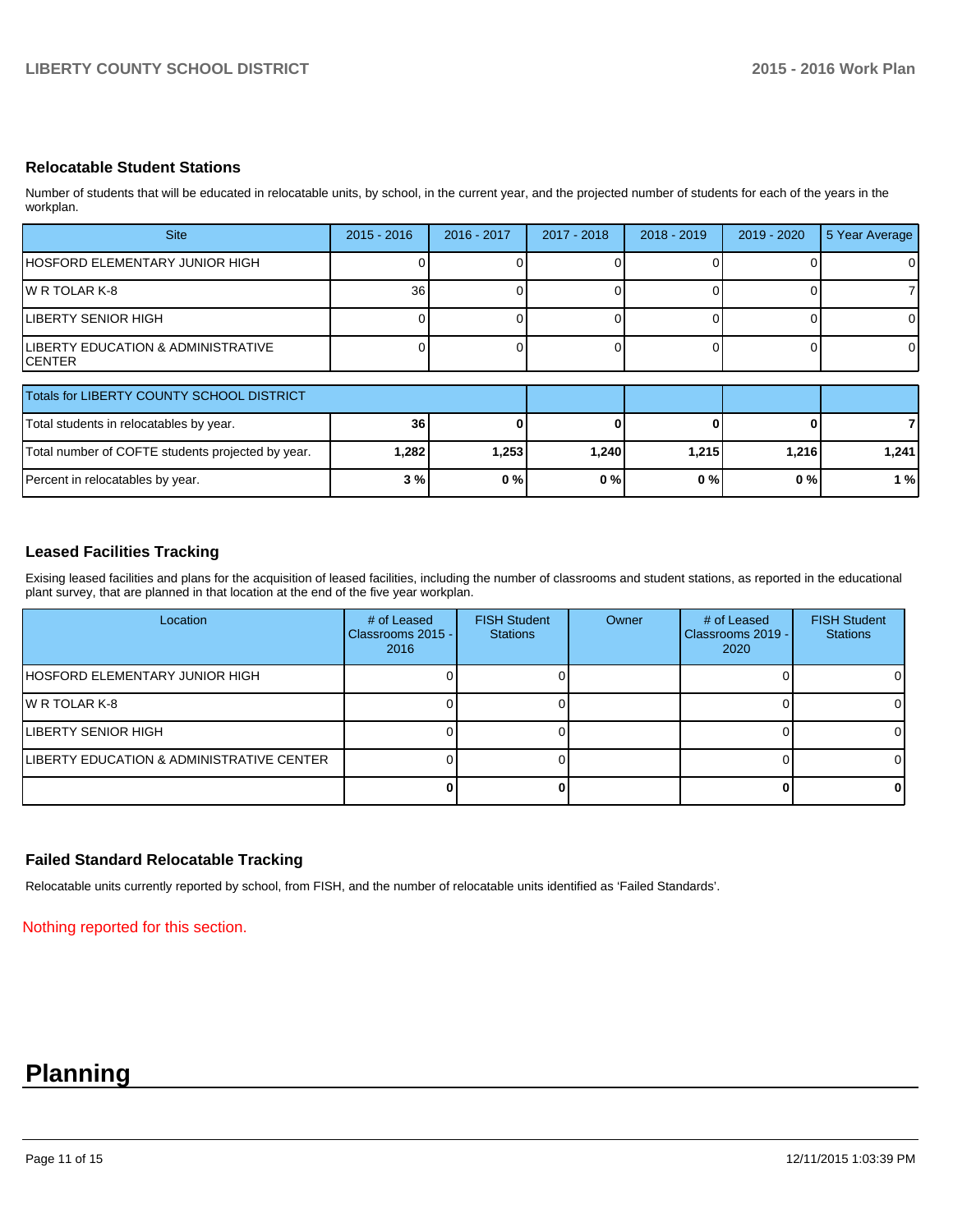### Relocatable Student Stations

Number of students that will be educated in relocatable units, by school, in the current year, and the projected number of students for each of the years in the workplan.

| Site | 2015 - 2016 | 2016 - 2017 | 2017 - 2018 | 2018 - 2019 | 2019 - 2020 | 5 Year Average |
|---|---|---|---|---|---|---|
| HOSFORD ELEMENTARY JUNIOR HIGH | 0 | 0 | 0 | 0 | 0 | 0 |
| W R TOLAR K-8 | 36 | 0 | 0 | 0 | 0 | 7 |
| LIBERTY SENIOR HIGH | 0 | 0 | 0 | 0 | 0 | 0 |
| LIBERTY EDUCATION & ADMINISTRATIVE CENTER | 0 | 0 | 0 | 0 | 0 | 0 |

| Totals for LIBERTY COUNTY SCHOOL DISTRICT | | | | | | |
|---|---|---|---|---|---|---|
| Total students in relocatables by year. | **36** | **0** | **0** | **0** | **0** | **7** |
| Total number of COFTE students projected by year. | **1,282** | **1,253** | **1,240** | **1,215** | **1,216** | **1,241** |
| Percent in relocatables by year. | **3 %** | **0 %** | **0 %** | **0 %** | **0 %** | **1 %** |

### Leased Facilities Tracking

Exising leased facilities and plans for the acquisition of leased facilities, including the number of classrooms and student stations, as reported in the educational plant survey, that are planned in that location at the end of the five year workplan.

| Location | # of Leased Classrooms 2015 - 2016 | FISH Student Stations | Owner | # of Leased Classrooms 2019 - 2020 | FISH Student Stations |
|---|---|---|---|---|---|
| HOSFORD ELEMENTARY JUNIOR HIGH | 0 | 0 | | 0 | 0 |
| W R TOLAR K-8 | 0 | 0 | | 0 | 0 |
| LIBERTY SENIOR HIGH | 0 | 0 | | 0 | 0 |
| LIBERTY EDUCATION & ADMINISTRATIVE CENTER | 0 | 0 | | 0 | 0 |
| | **0** | **0** | | **0** | **0** |

### Failed Standard Relocatable Tracking

Relocatable units currently reported by school, from FISH, and the number of relocatable units identified as 'Failed Standards'.

Nothing reported for this section.

# Planning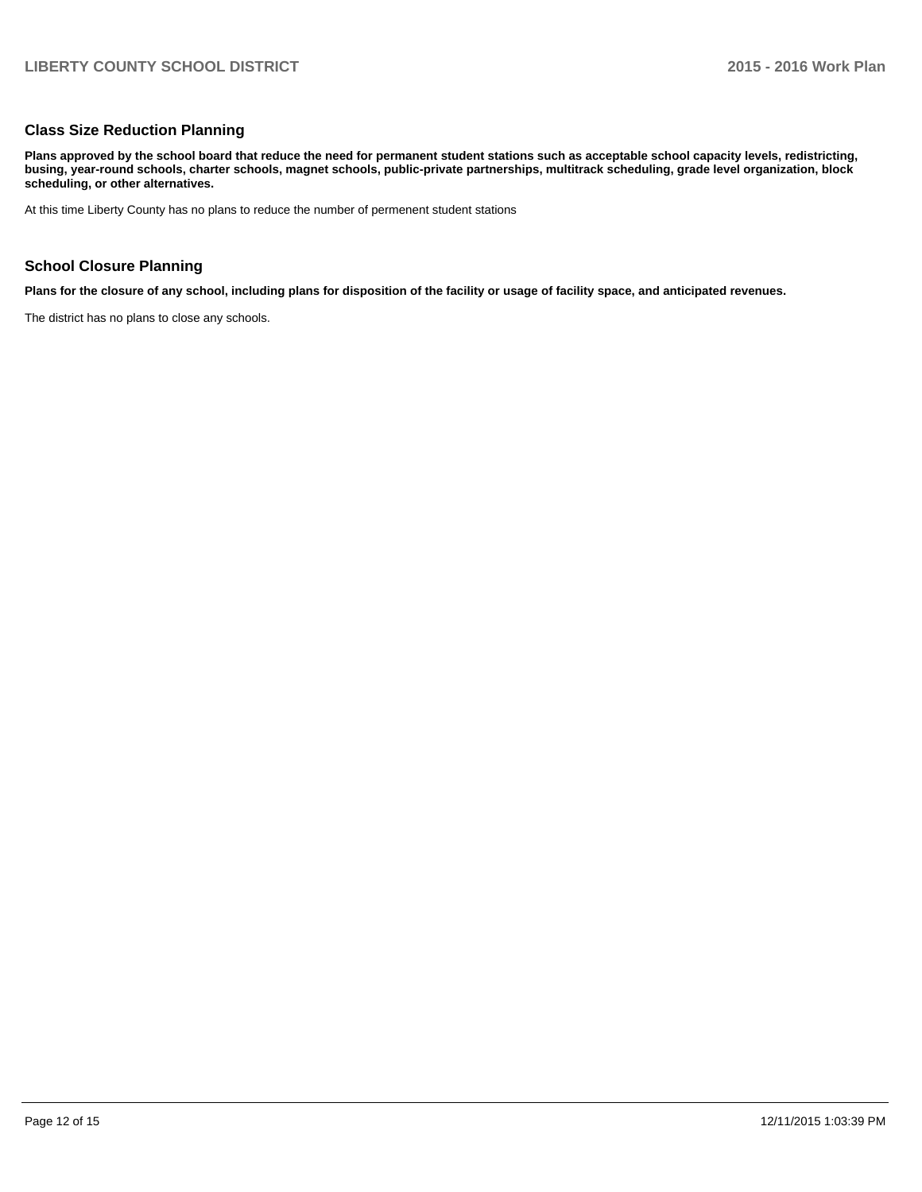## Class Size Reduction Planning

**Plans approved by the school board that reduce the need for permanent student stations such as acceptable school capacity levels, redistricting, busing, year-round schools, charter schools, magnet schools, public-private partnerships, multitrack scheduling, grade level organization, block scheduling, or other alternatives.**

At this time Liberty County has no plans to reduce the number of permenent student stations

## School Closure Planning

**Plans for the closure of any school, including plans for disposition of the facility or usage of facility space, and anticipated revenues.**

The district has no plans to close any schools.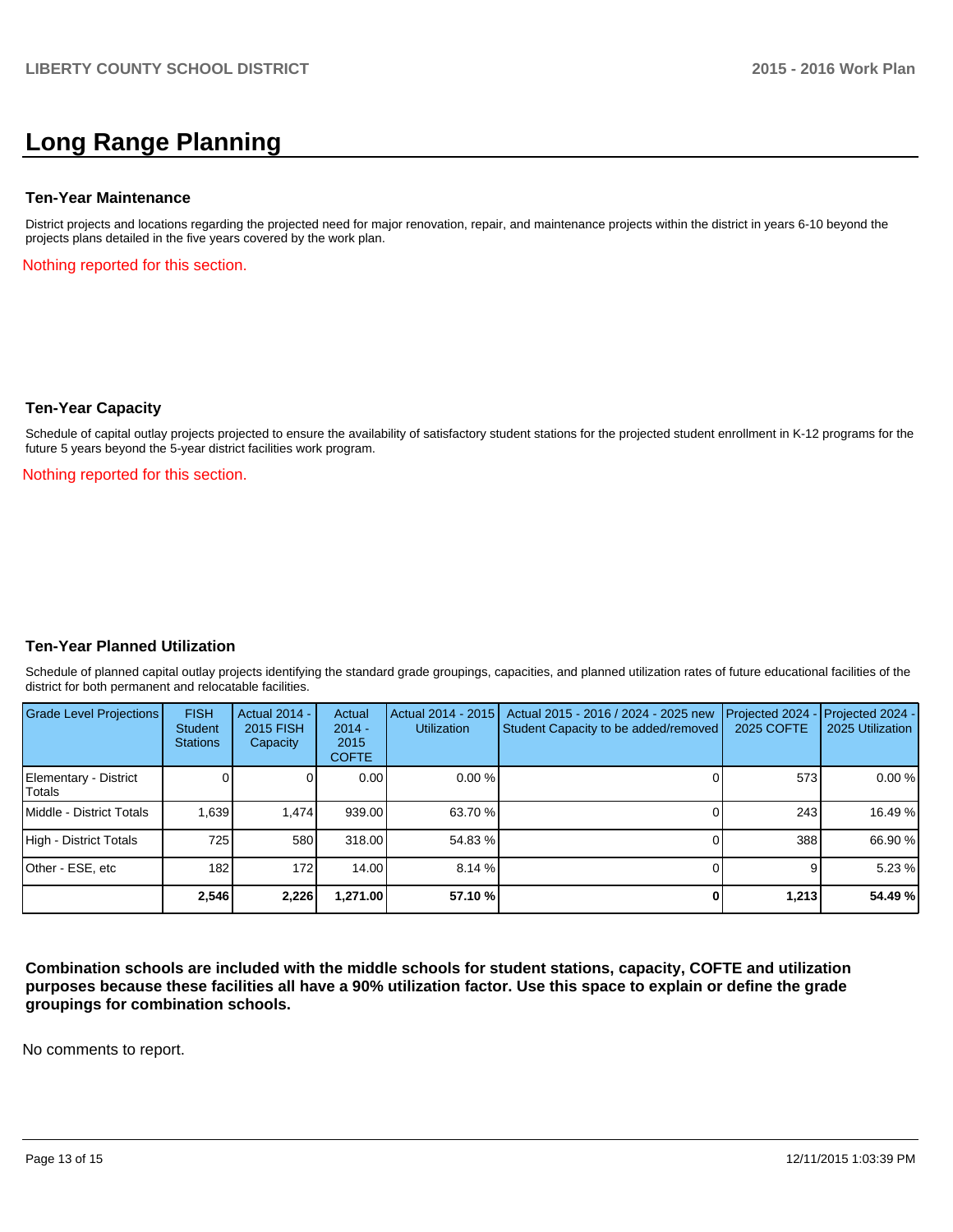# Long Range Planning

### Ten-Year Maintenance

District projects and locations regarding the projected need for major renovation, repair, and maintenance projects within the district in years 6-10 beyond the projects plans detailed in the five years covered by the work plan.

Nothing reported for this section.

### Ten-Year Capacity

Schedule of capital outlay projects projected to ensure the availability of satisfactory student stations for the projected student enrollment in K-12 programs for the future 5 years beyond the 5-year district facilities work program.

Nothing reported for this section.

### Ten-Year Planned Utilization

Schedule of planned capital outlay projects identifying the standard grade groupings, capacities, and planned utilization rates of future educational facilities of the district for both permanent and relocatable facilities.

| Grade Level Projections | FISH Student Stations | Actual 2014 - 2015 FISH Capacity | Actual 2014 - 2015 COFTE | Actual 2014 - 2015 Utilization | Actual 2015 - 2016 / 2024 - 2025 new Student Capacity to be added/removed | Projected 2024 - 2025 COFTE | Projected 2024 - 2025 Utilization |
|---|---|---|---|---|---|---|---|
| Elementary - District Totals | 0 | 0 | 0.00 | 0.00 % | 0 | 573 | 0.00 % |
| Middle - District Totals | 1,639 | 1,474 | 939.00 | 63.70 % | 0 | 243 | 16.49 % |
| High - District Totals | 725 | 580 | 318.00 | 54.83 % | 0 | 388 | 66.90 % |
| Other - ESE, etc | 182 | 172 | 14.00 | 8.14 % | 0 | 9 | 5.23 % |
| | **2,546** | **2,226** | **1,271.00** | **57.10 %** | **0** | **1,213** | **54.49 %** |

**Combination schools are included with the middle schools for student stations, capacity, COFTE and utilization purposes because these facilities all have a 90% utilization factor. Use this space to explain or define the grade groupings for combination schools.**

No comments to report.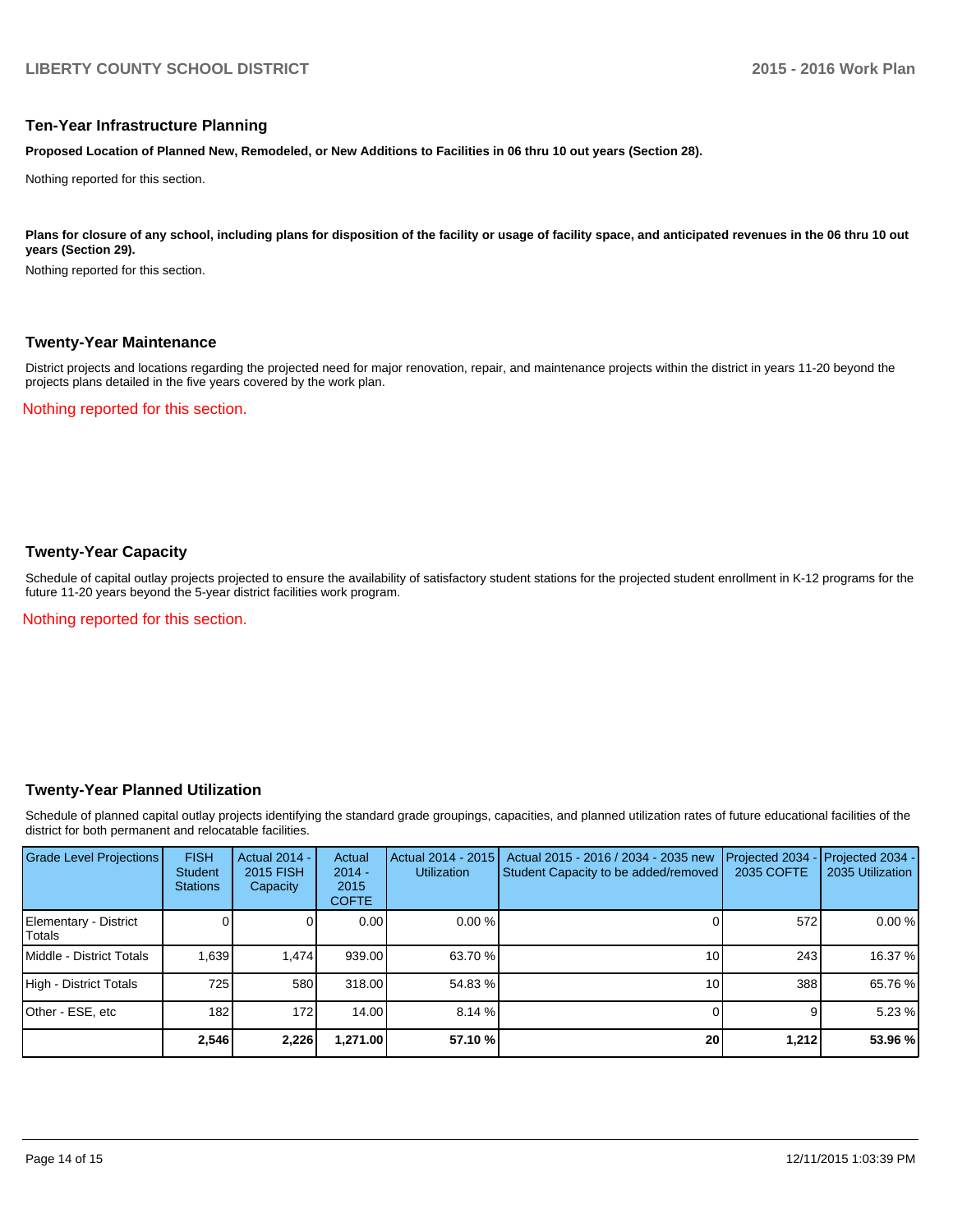## Ten-Year Infrastructure Planning

**Proposed Location of Planned New, Remodeled, or New Additions to Facilities in 06 thru 10 out years (Section 28).**

Nothing reported for this section.

**Plans for closure of any school, including plans for disposition of the facility or usage of facility space, and anticipated revenues in the 06 thru 10 out years (Section 29).**

Nothing reported for this section.

## Twenty-Year Maintenance

District projects and locations regarding the projected need for major renovation, repair, and maintenance projects within the district in years 11-20 beyond the projects plans detailed in the five years covered by the work plan.

Nothing reported for this section.

## Twenty-Year Capacity

Schedule of capital outlay projects projected to ensure the availability of satisfactory student stations for the projected student enrollment in K-12 programs for the future 11-20 years beyond the 5-year district facilities work program.

Nothing reported for this section.

## Twenty-Year Planned Utilization

Schedule of planned capital outlay projects identifying the standard grade groupings, capacities, and planned utilization rates of future educational facilities of the district for both permanent and relocatable facilities.

| Grade Level Projections | FISH Student Stations | Actual 2014 - 2015 FISH Capacity | Actual 2014 - 2015 COFTE | Actual 2014 - 2015 Utilization | Actual 2015 - 2016 / 2034 - 2035 new Student Capacity to be added/removed | Projected 2034 - 2035 COFTE | Projected 2034 - 2035 Utilization |
|---|---|---|---|---|---|---|---|
| Elementary - District Totals | 0 | 0 | 0.00 | 0.00 % | 0 | 572 | 0.00 % |
| Middle - District Totals | 1,639 | 1,474 | 939.00 | 63.70 % | 10 | 243 | 16.37 % |
| High - District Totals | 725 | 580 | 318.00 | 54.83 % | 10 | 388 | 65.76 % |
| Other - ESE, etc | 182 | 172 | 14.00 | 8.14 % | 0 | 9 | 5.23 % |
| | **2,546** | **2,226** | **1,271.00** | **57.10 %** | **20** | **1,212** | **53.96 %** |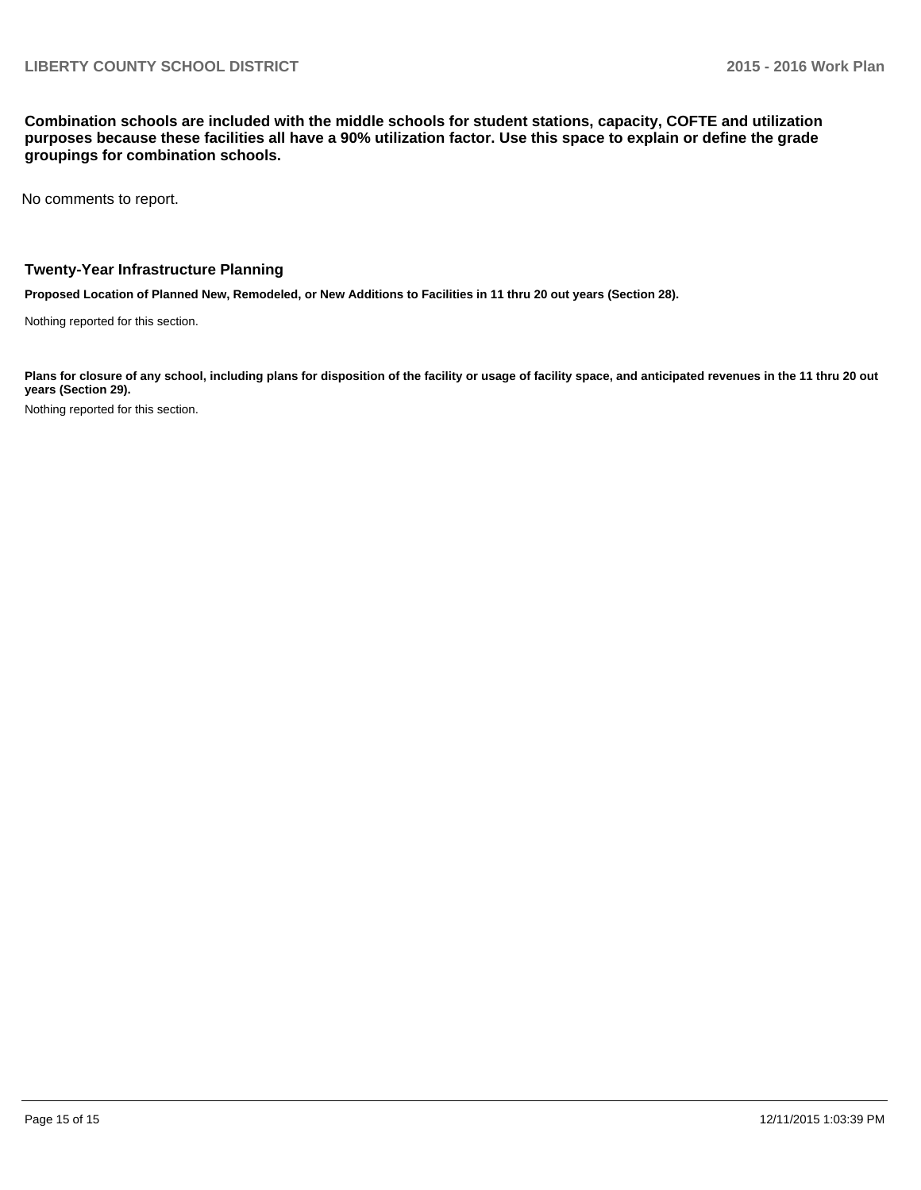**Combination schools are included with the middle schools for student stations, capacity, COFTE and utilization purposes because these facilities all have a 90% utilization factor. Use this space to explain or define the grade groupings for combination schools.**

No comments to report.

## Twenty-Year Infrastructure Planning

**Proposed Location of Planned New, Remodeled, or New Additions to Facilities in 11 thru 20 out years (Section 28).**

Nothing reported for this section.

**Plans for closure of any school, including plans for disposition of the facility or usage of facility space, and anticipated revenues in the 11 thru 20 out years (Section 29).**

Nothing reported for this section.